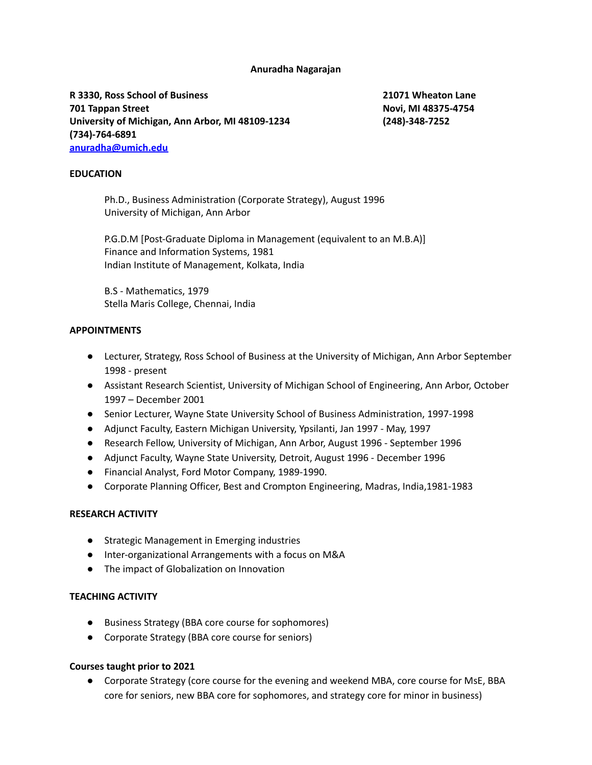# Anuradha Nagarajan

**R 3330, Ross School of Business**
**701 Tappan Street**
**University of Michigan, Ann Arbor, MI 48109-1234**
**(734)-764-6891**
**[anuradha@umich.edu](mailto:anuradha@umich.edu)**

**21071 Wheaton Lane**
**Novi, MI 48375-4754**
**(248)-348-7252**

## EDUCATION

Ph.D., Business Administration (Corporate Strategy), August 1996
University of Michigan, Ann Arbor

P.G.D.M [Post-Graduate Diploma in Management (equivalent to an M.B.A)]
Finance and Information Systems, 1981
Indian Institute of Management, Kolkata, India

B.S - Mathematics, 1979
Stella Maris College, Chennai, India

## APPOINTMENTS

- Lecturer, Strategy, Ross School of Business at the University of Michigan, Ann Arbor September 1998 - present
- Assistant Research Scientist, University of Michigan School of Engineering, Ann Arbor, October 1997 – December 2001
- Senior Lecturer, Wayne State University School of Business Administration, 1997-1998
- Adjunct Faculty, Eastern Michigan University, Ypsilanti, Jan 1997 - May, 1997
- Research Fellow, University of Michigan, Ann Arbor, August 1996 - September 1996
- Adjunct Faculty, Wayne State University, Detroit, August 1996 - December 1996
- Financial Analyst, Ford Motor Company, 1989-1990.
- Corporate Planning Officer, Best and Crompton Engineering, Madras, India,1981-1983

## RESEARCH ACTIVITY

- Strategic Management in Emerging industries
- Inter-organizational Arrangements with a focus on M&A
- The impact of Globalization on Innovation

## TEACHING ACTIVITY

- Business Strategy (BBA core course for sophomores)
- Corporate Strategy (BBA core course for seniors)

### Courses taught prior to 2021

- Corporate Strategy (core course for the evening and weekend MBA, core course for MsE, BBA core for seniors, new BBA core for sophomores, and strategy core for minor in business)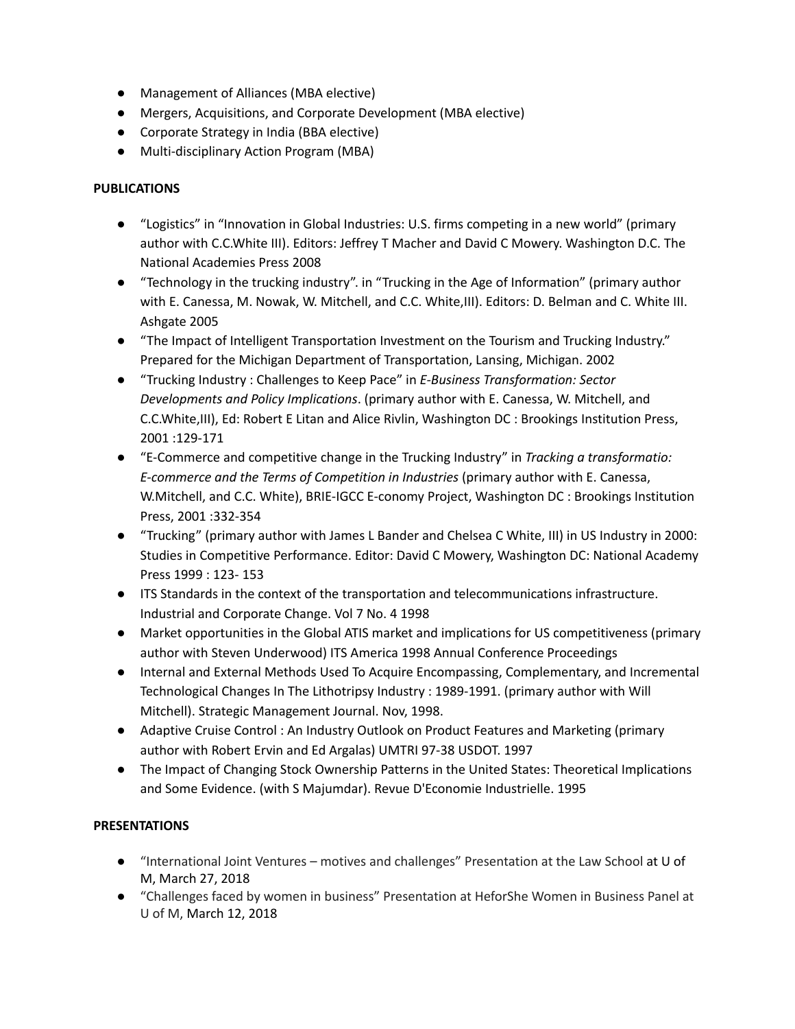- Management of Alliances (MBA elective)
- Mergers, Acquisitions, and Corporate Development (MBA elective)
- Corporate Strategy in India (BBA elective)
- Multi-disciplinary Action Program (MBA)

**PUBLICATIONS**

- "Logistics" in "Innovation in Global Industries: U.S. firms competing in a new world" (primary author with C.C.White III). Editors: Jeffrey T Macher and David C Mowery. Washington D.C. The National Academies Press 2008
- "Technology in the trucking industry". in "Trucking in the Age of Information" (primary author with E. Canessa, M. Nowak, W. Mitchell, and C.C. White,III). Editors: D. Belman and C. White III. Ashgate 2005
- "The Impact of Intelligent Transportation Investment on the Tourism and Trucking Industry." Prepared for the Michigan Department of Transportation, Lansing, Michigan. 2002
- "Trucking Industry : Challenges to Keep Pace" in *E-Business Transformation: Sector Developments and Policy Implications*. (primary author with E. Canessa, W. Mitchell, and C.C.White,III), Ed: Robert E Litan and Alice Rivlin, Washington DC : Brookings Institution Press, 2001 :129-171
- "E-Commerce and competitive change in the Trucking Industry" in *Tracking a transformatio: E-commerce and the Terms of Competition in Industries* (primary author with E. Canessa, W.Mitchell, and C.C. White), BRIE-IGCC E-conomy Project, Washington DC : Brookings Institution Press, 2001 :332-354
- "Trucking" (primary author with James L Bander and Chelsea C White, III) in US Industry in 2000: Studies in Competitive Performance. Editor: David C Mowery, Washington DC: National Academy Press 1999 : 123- 153
- ITS Standards in the context of the transportation and telecommunications infrastructure. Industrial and Corporate Change. Vol 7 No. 4 1998
- Market opportunities in the Global ATIS market and implications for US competitiveness (primary author with Steven Underwood) ITS America 1998 Annual Conference Proceedings
- Internal and External Methods Used To Acquire Encompassing, Complementary, and Incremental Technological Changes In The Lithotripsy Industry : 1989-1991. (primary author with Will Mitchell). Strategic Management Journal. Nov, 1998.
- Adaptive Cruise Control : An Industry Outlook on Product Features and Marketing (primary author with Robert Ervin and Ed Argalas) UMTRI 97-38 USDOT. 1997
- The Impact of Changing Stock Ownership Patterns in the United States: Theoretical Implications and Some Evidence. (with S Majumdar). Revue D'Economie Industrielle. 1995

**PRESENTATIONS**

- "International Joint Ventures – motives and challenges" Presentation at the Law School at U of M, March 27, 2018
- "Challenges faced by women in business" Presentation at HeforShe Women in Business Panel at U of M, March 12, 2018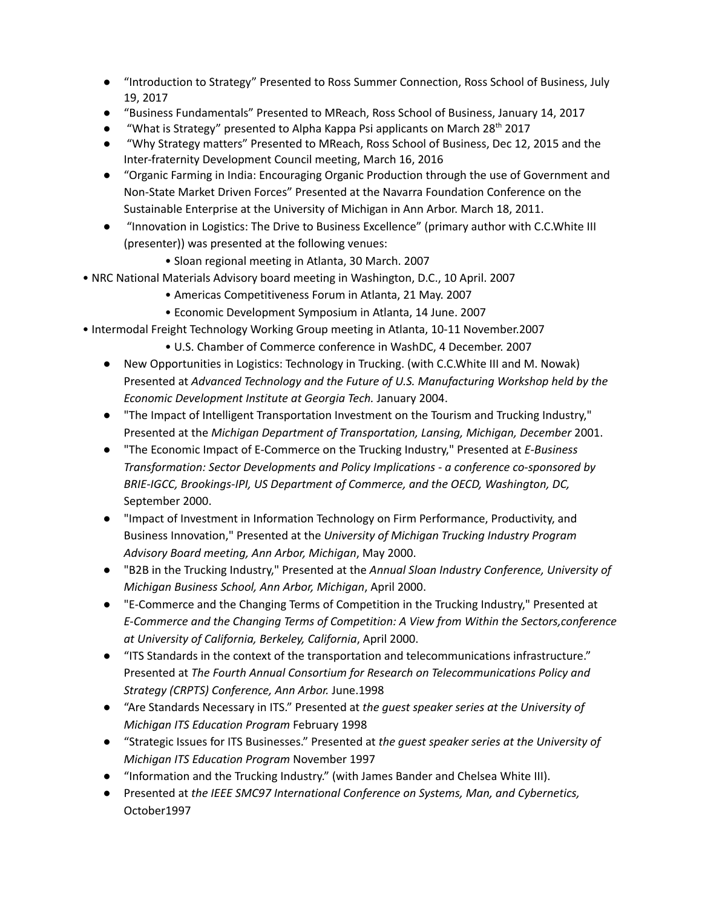- "Introduction to Strategy" Presented to Ross Summer Connection, Ross School of Business, July 19, 2017
- "Business Fundamentals" Presented to MReach, Ross School of Business, January 14, 2017
- "What is Strategy" presented to Alpha Kappa Psi applicants on March 28th 2017
- "Why Strategy matters" Presented to MReach, Ross School of Business, Dec 12, 2015 and the Inter-fraternity Development Council meeting, March 16, 2016
- "Organic Farming in India: Encouraging Organic Production through the use of Government and Non-State Market Driven Forces" Presented at the Navarra Foundation Conference on the Sustainable Enterprise at the University of Michigan in Ann Arbor. March 18, 2011.
- "Innovation in Logistics: The Drive to Business Excellence" (primary author with C.C.White III (presenter)) was presented at the following venues:
    - Sloan regional meeting in Atlanta, 30 March. 2007
    - NRC National Materials Advisory board meeting in Washington, D.C., 10 April. 2007
    - Americas Competitiveness Forum in Atlanta, 21 May. 2007
    - Economic Development Symposium in Atlanta, 14 June. 2007
    - Intermodal Freight Technology Working Group meeting in Atlanta, 10-11 November.2007
    - U.S. Chamber of Commerce conference in WashDC, 4 December. 2007
- New Opportunities in Logistics: Technology in Trucking. (with C.C.White III and M. Nowak) Presented at *Advanced Technology and the Future of U.S. Manufacturing Workshop held by the Economic Development Institute at Georgia Tech.* January 2004.
- "The Impact of Intelligent Transportation Investment on the Tourism and Trucking Industry," Presented at the *Michigan Department of Transportation, Lansing, Michigan, December* 2001.
- "The Economic Impact of E-Commerce on the Trucking Industry," Presented at *E-Business Transformation: Sector Developments and Policy Implications - a conference co-sponsored by BRIE-IGCC, Brookings-IPI, US Department of Commerce, and the OECD, Washington, DC,* September 2000.
- "Impact of Investment in Information Technology on Firm Performance, Productivity, and Business Innovation," Presented at the *University of Michigan Trucking Industry Program Advisory Board meeting, Ann Arbor, Michigan*, May 2000.
- "B2B in the Trucking Industry," Presented at the *Annual Sloan Industry Conference, University of Michigan Business School, Ann Arbor, Michigan*, April 2000.
- "E-Commerce and the Changing Terms of Competition in the Trucking Industry," Presented at *E-Commerce and the Changing Terms of Competition: A View from Within the Sectors,conference at University of California, Berkeley, California*, April 2000.
- "ITS Standards in the context of the transportation and telecommunications infrastructure." Presented at *The Fourth Annual Consortium for Research on Telecommunications Policy and Strategy (CRPTS) Conference, Ann Arbor.* June.1998
- "Are Standards Necessary in ITS." Presented at *the guest speaker series at the University of Michigan ITS Education Program* February 1998
- "Strategic Issues for ITS Businesses." Presented at *the guest speaker series at the University of Michigan ITS Education Program* November 1997
- "Information and the Trucking Industry." (with James Bander and Chelsea White III).
- Presented at *the IEEE SMC97 International Conference on Systems, Man, and Cybernetics,* October1997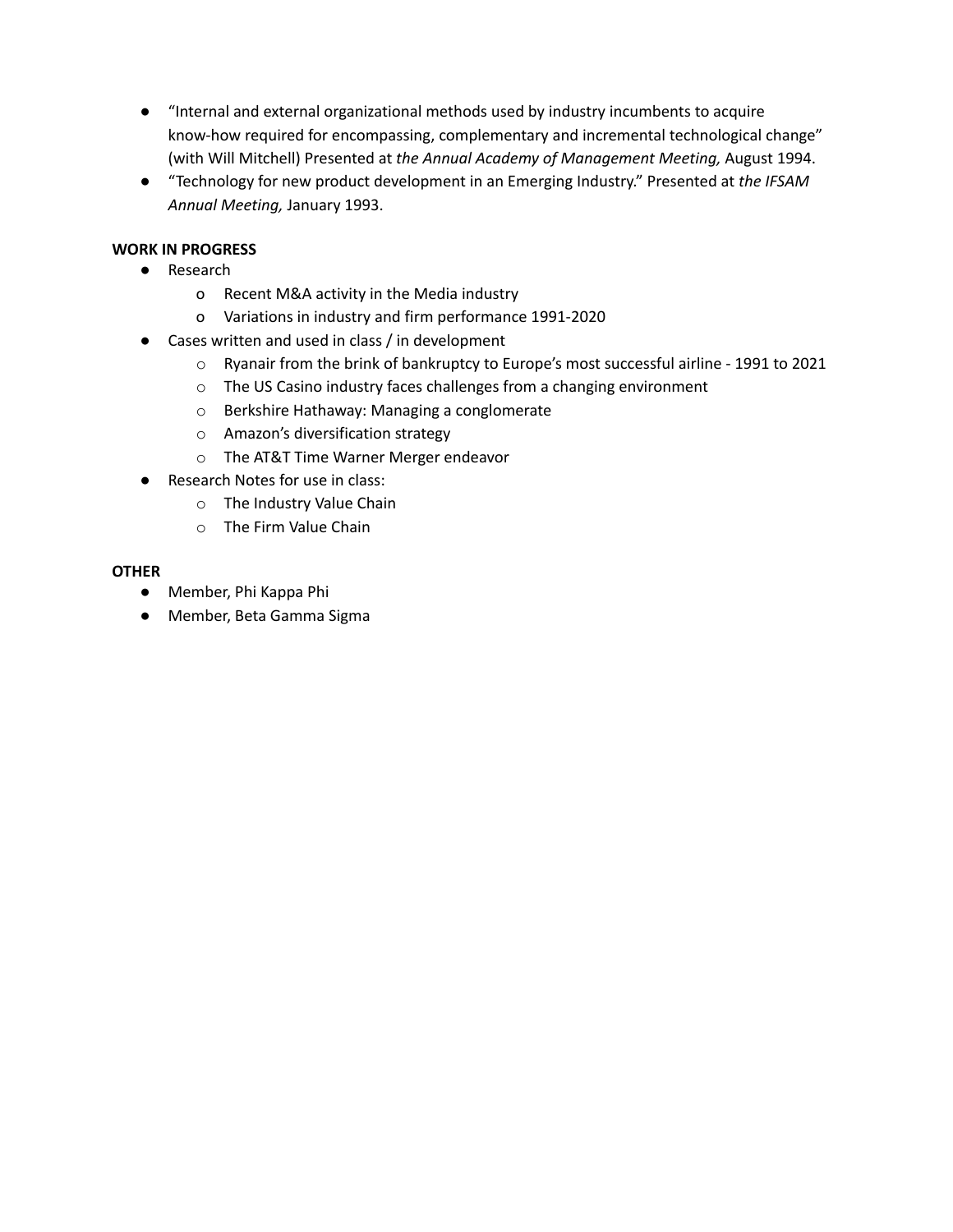- "Internal and external organizational methods used by industry incumbents to acquire know-how required for encompassing, complementary and incremental technological change" (with Will Mitchell) Presented at *the Annual Academy of Management Meeting,* August 1994.
- "Technology for new product development in an Emerging Industry." Presented at *the IFSAM Annual Meeting,* January 1993.

**WORK IN PROGRESS**

- Research
  - Recent M&A activity in the Media industry
  - Variations in industry and firm performance 1991-2020
- Cases written and used in class / in development
  - Ryanair from the brink of bankruptcy to Europe's most successful airline - 1991 to 2021
  - The US Casino industry faces challenges from a changing environment
  - Berkshire Hathaway: Managing a conglomerate
  - Amazon's diversification strategy
  - The AT&T Time Warner Merger endeavor
- Research Notes for use in class:
  - The Industry Value Chain
  - The Firm Value Chain

**OTHER**

- Member, Phi Kappa Phi
- Member, Beta Gamma Sigma